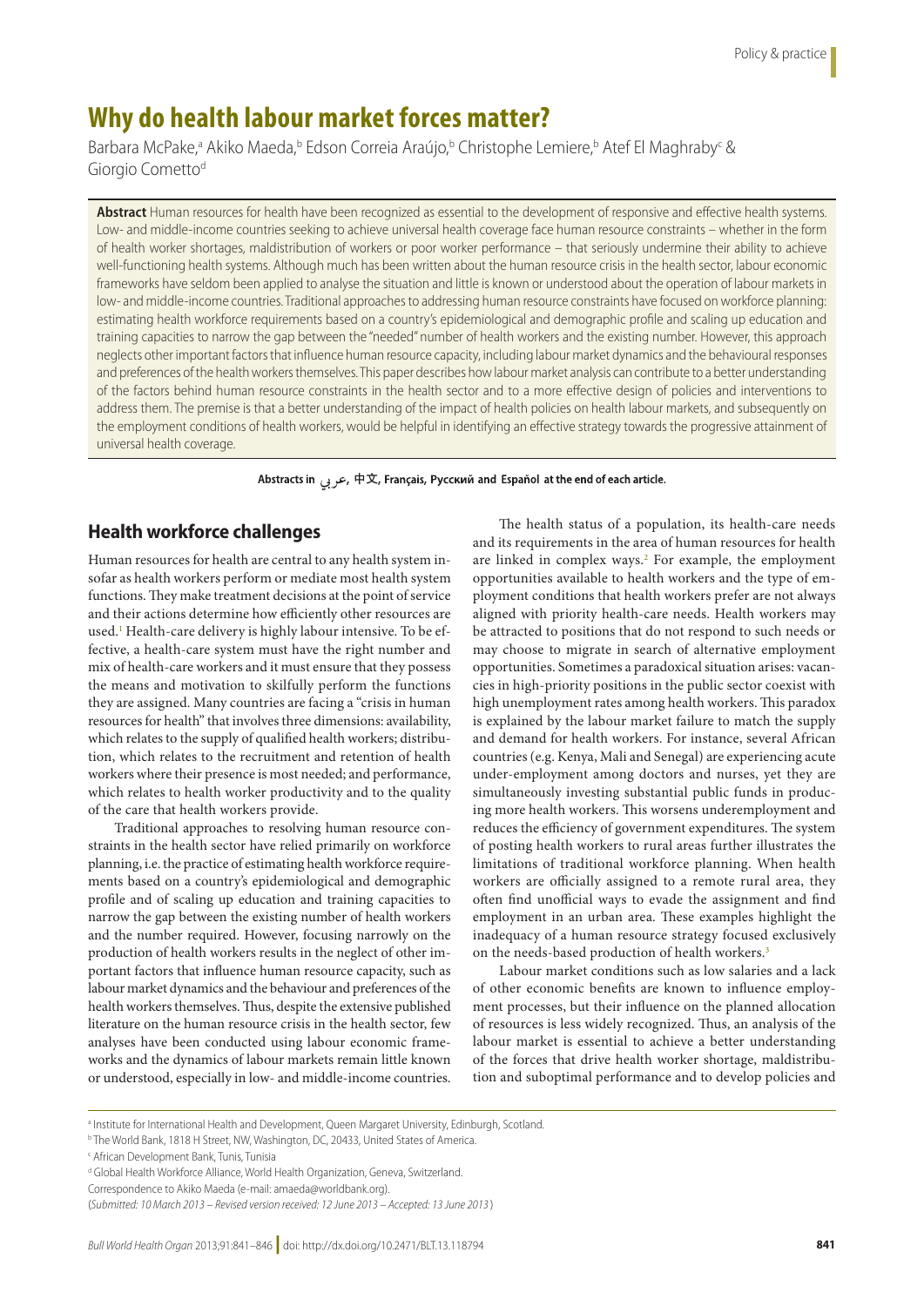# Why do health labour market forces matter?

Barbara McPake,[a] Akiko Maeda,[b] Edson Correia Araújo,[b] Christophe Lemiere,[b] Atef El Maghraby[c] & Giorgio Cometto[d]

**Abstract** Human resources for health have been recognized as essential to the development of responsive and effective health systems. Low- and middle-income countries seeking to achieve universal health coverage face human resource constraints – whether in the form of health worker shortages, maldistribution of workers or poor worker performance – that seriously undermine their ability to achieve well-functioning health systems. Although much has been written about the human resource crisis in the health sector, labour economic frameworks have seldom been applied to analyse the situation and little is known or understood about the operation of labour markets in low- and middle-income countries. Traditional approaches to addressing human resource constraints have focused on workforce planning: estimating health workforce requirements based on a country's epidemiological and demographic profile and scaling up education and training capacities to narrow the gap between the "needed" number of health workers and the existing number. However, this approach neglects other important factors that influence human resource capacity, including labour market dynamics and the behavioural responses and preferences of the health workers themselves. This paper describes how labour market analysis can contribute to a better understanding of the factors behind human resource constraints in the health sector and to a more effective design of policies and interventions to address them. The premise is that a better understanding of the impact of health policies on health labour markets, and subsequently on the employment conditions of health workers, would be helpful in identifying an effective strategy towards the progressive attainment of universal health coverage.

**Abstracts in عربي, 中文, Français, Русский and Español at the end of each article.**

## Health workforce challenges

Human resources for health are central to any health system insofar as health workers perform or mediate most health system functions. They make treatment decisions at the point of service and their actions determine how efficiently other resources are used.[1] Health-care delivery is highly labour intensive. To be effective, a health-care system must have the right number and mix of health-care workers and it must ensure that they possess the means and motivation to skilfully perform the functions they are assigned. Many countries are facing a "crisis in human resources for health" that involves three dimensions: availability, which relates to the supply of qualified health workers; distribution, which relates to the recruitment and retention of health workers where their presence is most needed; and performance, which relates to health worker productivity and to the quality of the care that health workers provide.

Traditional approaches to resolving human resource constraints in the health sector have relied primarily on workforce planning, i.e. the practice of estimating health workforce requirements based on a country's epidemiological and demographic profile and of scaling up education and training capacities to narrow the gap between the existing number of health workers and the number required. However, focusing narrowly on the production of health workers results in the neglect of other important factors that influence human resource capacity, such as labour market dynamics and the behaviour and preferences of the health workers themselves. Thus, despite the extensive published literature on the human resource crisis in the health sector, few analyses have been conducted using labour economic frameworks and the dynamics of labour markets remain little known or understood, especially in low- and middle-income countries.

The health status of a population, its health-care needs and its requirements in the area of human resources for health are linked in complex ways.[2] For example, the employment opportunities available to health workers and the type of employment conditions that health workers prefer are not always aligned with priority health-care needs. Health workers may be attracted to positions that do not respond to such needs or may choose to migrate in search of alternative employment opportunities. Sometimes a paradoxical situation arises: vacancies in high-priority positions in the public sector coexist with high unemployment rates among health workers. This paradox is explained by the labour market failure to match the supply and demand for health workers. For instance, several African countries (e.g. Kenya, Mali and Senegal) are experiencing acute under-employment among doctors and nurses, yet they are simultaneously investing substantial public funds in producing more health workers. This worsens underemployment and reduces the efficiency of government expenditures. The system of posting health workers to rural areas further illustrates the limitations of traditional workforce planning. When health workers are officially assigned to a remote rural area, they often find unofficial ways to evade the assignment and find employment in an urban area. These examples highlight the inadequacy of a human resource strategy focused exclusively on the needs-based production of health workers.[3]

Labour market conditions such as low salaries and a lack of other economic benefits are known to influence employment processes, but their influence on the planned allocation of resources is less widely recognized. Thus, an analysis of the labour market is essential to achieve a better understanding of the forces that drive health worker shortage, maldistribution and suboptimal performance and to develop policies and

[a] Institute for International Health and Development, Queen Margaret University, Edinburgh, Scotland.
[b] The World Bank, 1818 H Street, NW, Washington, DC, 20433, United States of America.
[c] African Development Bank, Tunis, Tunisia
[d] Global Health Workforce Alliance, World Health Organization, Geneva, Switzerland.
Correspondence to Akiko Maeda (e-mail: amaeda@worldbank.org).
(*Submitted: 10 March 2013 – Revised version received: 12 June 2013 – Accepted: 13 June 2013*)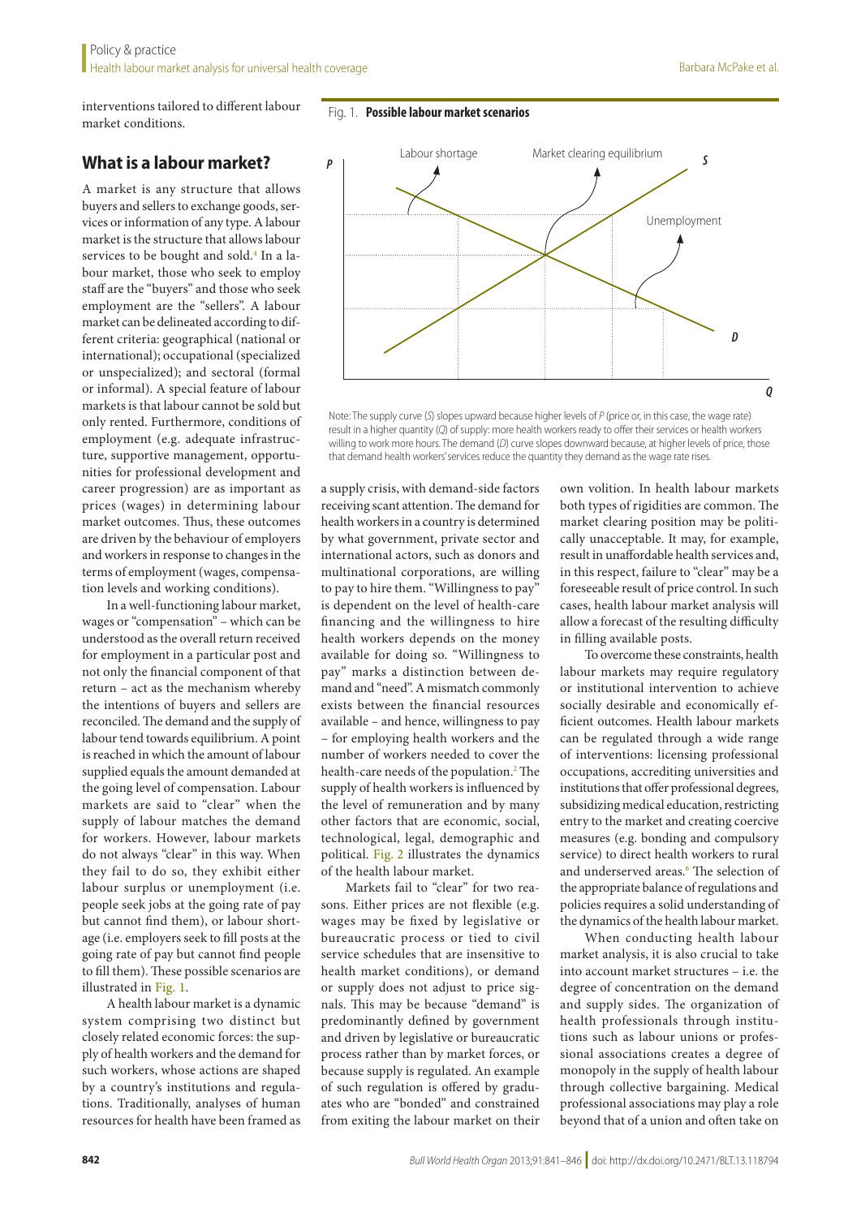interventions tailored to different labour market conditions.

## What is a labour market?

A market is any structure that allows buyers and sellers to exchange goods, services or information of any type. A labour market is the structure that allows labour services to be bought and sold.[4] In a labour market, those who seek to employ staff are the "buyers" and those who seek employment are the "sellers". A labour market can be delineated according to different criteria: geographical (national or international); occupational (specialized or unspecialized); and sectoral (formal or informal). A special feature of labour markets is that labour cannot be sold but only rented. Furthermore, conditions of employment (e.g. adequate infrastructure, supportive management, opportunities for professional development and career progression) are as important as prices (wages) in determining labour market outcomes. Thus, these outcomes are driven by the behaviour of employers and workers in response to changes in the terms of employment (wages, compensation levels and working conditions).

In a well-functioning labour market, wages or "compensation" – which can be understood as the overall return received for employment in a particular post and not only the financial component of that return – act as the mechanism whereby the intentions of buyers and sellers are reconciled. The demand and the supply of labour tend towards equilibrium. A point is reached in which the amount of labour supplied equals the amount demanded at the going level of compensation. Labour markets are said to "clear" when the supply of labour matches the demand for workers. However, labour markets do not always "clear" in this way. When they fail to do so, they exhibit either labour surplus or unemployment (i.e. people seek jobs at the going rate of pay but cannot find them), or labour shortage (i.e. employers seek to fill posts at the going rate of pay but cannot find people to fill them). These possible scenarios are illustrated in Fig. 1.

Fig. 1. **Possible labour market scenarios**

Note: The supply curve (*S*) slopes upward because higher levels of *P* (price or, in this case, the wage rate) result in a higher quantity (*Q*) of supply: more health workers ready to offer their services or health workers willing to work more hours. The demand (*D*) curve slopes downward because, at higher levels of price, those that demand health workers' services reduce the quantity they demand as the wage rate rises.

A health labour market is a dynamic system comprising two distinct but closely related economic forces: the supply of health workers and the demand for such workers, whose actions are shaped by a country's institutions and regulations. Traditionally, analyses of human resources for health have been framed as a supply crisis, with demand-side factors receiving scant attention. The demand for health workers in a country is determined by what government, private sector and international actors, such as donors and multinational corporations, are willing to pay to hire them. "Willingness to pay" is dependent on the level of health-care financing and the willingness to hire health workers depends on the money available for doing so. "Willingness to pay" marks a distinction between demand and "need". A mismatch commonly exists between the financial resources available – and hence, willingness to pay – for employing health workers and the number of workers needed to cover the health-care needs of the population.[2] The supply of health workers is influenced by the level of remuneration and by many other factors that are economic, social, technological, legal, demographic and political. Fig. 2 illustrates the dynamics of the health labour market.

Markets fail to "clear" for two reasons. Either prices are not flexible (e.g. wages may be fixed by legislative or bureaucratic process or tied to civil service schedules that are insensitive to health market conditions), or demand or supply does not adjust to price signals. This may be because "demand" is predominantly defined by government and driven by legislative or bureaucratic process rather than by market forces, or because supply is regulated. An example of such regulation is offered by graduates who are "bonded" and constrained from exiting the labour market on their own volition. In health labour markets both types of rigidities are common. The market clearing position may be politically unacceptable. It may, for example, result in unaffordable health services and, in this respect, failure to "clear" may be a foreseeable result of price control. In such cases, health labour market analysis will allow a forecast of the resulting difficulty in filling available posts.

To overcome these constraints, health labour markets may require regulatory or institutional intervention to achieve socially desirable and economically efficient outcomes. Health labour markets can be regulated through a wide range of interventions: licensing professional occupations, accrediting universities and institutions that offer professional degrees, subsidizing medical education, restricting entry to the market and creating coercive measures (e.g. bonding and compulsory service) to direct health workers to rural and underserved areas.[6] The selection of the appropriate balance of regulations and policies requires a solid understanding of the dynamics of the health labour market.

When conducting health labour market analysis, it is also crucial to take into account market structures – i.e. the degree of concentration on the demand and supply sides. The organization of health professionals through institutions such as labour unions or professional associations creates a degree of monopoly in the supply of health labour through collective bargaining. Medical professional associations may play a role beyond that of a union and often take on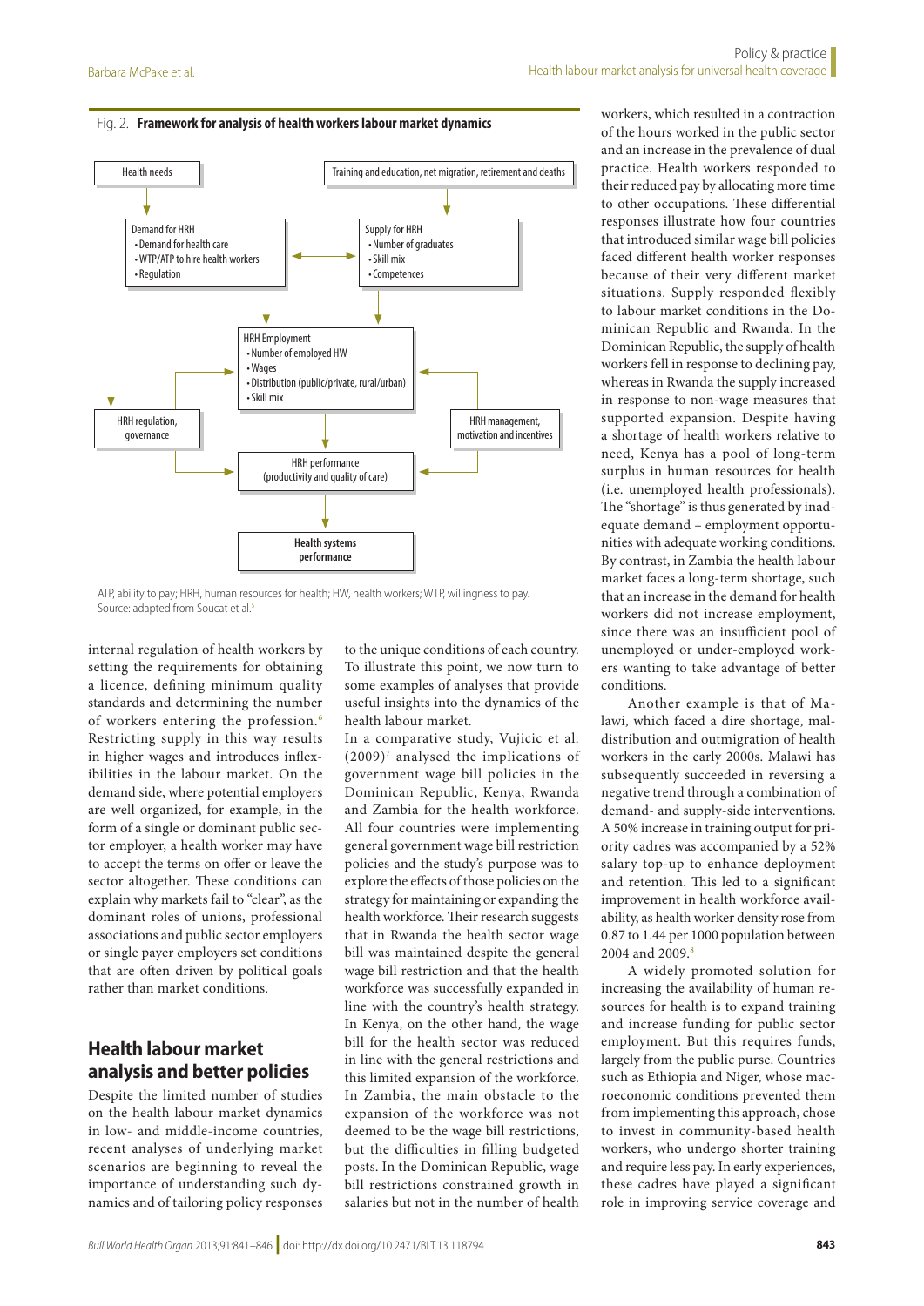Fig. 2. **Framework for analysis of health workers labour market dynamics**

Health needs

Training and education, net migration, retirement and deaths

Demand for HRH
- Demand for health care
- WTP/ATP to hire health workers
- Regulation

Supply for HRH
- Number of graduates
- Skill mix
- Competences

HRH Employment
- Number of employed HW
- Wages
- Distribution (public/private, rural/urban)
- Skill mix

HRH regulation, governance

HRH management, motivation and incentives

HRH performance (productivity and quality of care)

**Health systems performance**

ATP, ability to pay; HRH, human resources for health; HW, health workers; WTP, willingness to pay.
Source: adapted from Soucat et al.[5]

internal regulation of health workers by setting the requirements for obtaining a licence, defining minimum quality standards and determining the number of workers entering the profession.[6] Restricting supply in this way results in higher wages and introduces inflexibilities in the labour market. On the demand side, where potential employers are well organized, for example, in the form of a single or dominant public sector employer, a health worker may have to accept the terms on offer or leave the sector altogether. These conditions can explain why markets fail to "clear", as the dominant roles of unions, professional associations and public sector employers or single payer employers set conditions that are often driven by political goals rather than market conditions.

## Health labour market analysis and better policies

Despite the limited number of studies on the health labour market dynamics in low- and middle-income countries, recent analyses of underlying market scenarios are beginning to reveal the importance of understanding such dynamics and of tailoring policy responses to the unique conditions of each country. To illustrate this point, we now turn to some examples of analyses that provide useful insights into the dynamics of the health labour market.

In a comparative study, Vujicic et al. (2009)[7] analysed the implications of government wage bill policies in the Dominican Republic, Kenya, Rwanda and Zambia for the health workforce. All four countries were implementing general government wage bill restriction policies and the study's purpose was to explore the effects of those policies on the strategy for maintaining or expanding the health workforce. Their research suggests that in Rwanda the health sector wage bill was maintained despite the general wage bill restriction and that the health workforce was successfully expanded in line with the country's health strategy. In Kenya, on the other hand, the wage bill for the health sector was reduced in line with the general restrictions and this limited expansion of the workforce. In Zambia, the main obstacle to the expansion of the workforce was not deemed to be the wage bill restrictions, but the difficulties in filling budgeted posts. In the Dominican Republic, wage bill restrictions constrained growth in salaries but not in the number of health workers, which resulted in a contraction of the hours worked in the public sector and an increase in the prevalence of dual practice. Health workers responded to their reduced pay by allocating more time to other occupations. These differential responses illustrate how four countries that introduced similar wage bill policies faced different health worker responses because of their very different market situations. Supply responded flexibly to labour market conditions in the Dominican Republic and Rwanda. In the Dominican Republic, the supply of health workers fell in response to declining pay, whereas in Rwanda the supply increased in response to non-wage measures that supported expansion. Despite having a shortage of health workers relative to need, Kenya has a pool of long-term surplus in human resources for health (i.e. unemployed health professionals). The "shortage" is thus generated by inadequate demand – employment opportunities with adequate working conditions. By contrast, in Zambia the health labour market faces a long-term shortage, such that an increase in the demand for health workers did not increase employment, since there was an insufficient pool of unemployed or under-employed workers wanting to take advantage of better conditions.

Another example is that of Malawi, which faced a dire shortage, maldistribution and outmigration of health workers in the early 2000s. Malawi has subsequently succeeded in reversing a negative trend through a combination of demand- and supply-side interventions. A 50% increase in training output for priority cadres was accompanied by a 52% salary top-up to enhance deployment and retention. This led to a significant improvement in health workforce availability, as health worker density rose from 0.87 to 1.44 per 1000 population between 2004 and 2009.[8]

A widely promoted solution for increasing the availability of human resources for health is to expand training and increase funding for public sector employment. But this requires funds, largely from the public purse. Countries such as Ethiopia and Niger, whose macroeconomic conditions prevented them from implementing this approach, chose to invest in community-based health workers, who undergo shorter training and require less pay. In early experiences, these cadres have played a significant role in improving service coverage and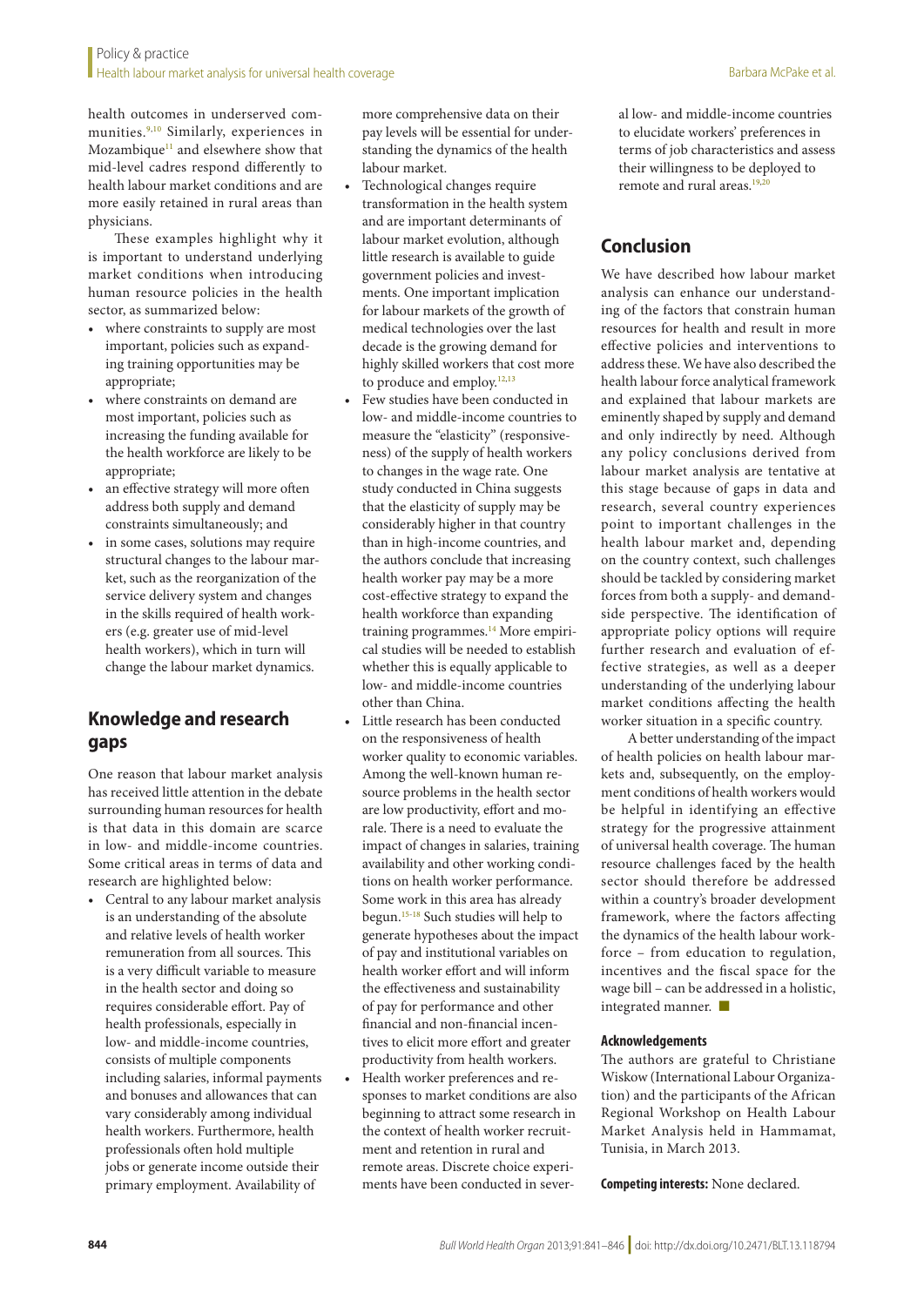health outcomes in underserved communities.[9,10] Similarly, experiences in Mozambique[11] and elsewhere show that mid-level cadres respond differently to health labour market conditions and are more easily retained in rural areas than physicians.

These examples highlight why it is important to understand underlying market conditions when introducing human resource policies in the health sector, as summarized below:

- where constraints to supply are most important, policies such as expanding training opportunities may be appropriate;
- where constraints on demand are most important, policies such as increasing the funding available for the health workforce are likely to be appropriate;
- an effective strategy will more often address both supply and demand constraints simultaneously; and
- in some cases, solutions may require structural changes to the labour market, such as the reorganization of the service delivery system and changes in the skills required of health workers (e.g. greater use of mid-level health workers), which in turn will change the labour market dynamics.

## Knowledge and research gaps

One reason that labour market analysis has received little attention in the debate surrounding human resources for health is that data in this domain are scarce in low- and middle-income countries. Some critical areas in terms of data and research are highlighted below:

- Central to any labour market analysis is an understanding of the absolute and relative levels of health worker remuneration from all sources. This is a very difficult variable to measure in the health sector and doing so requires considerable effort. Pay of health professionals, especially in low- and middle-income countries, consists of multiple components including salaries, informal payments and bonuses and allowances that can vary considerably among individual health workers. Furthermore, health professionals often hold multiple jobs or generate income outside their primary employment. Availability of more comprehensive data on their pay levels will be essential for understanding the dynamics of the health labour market.
- Technological changes require transformation in the health system and are important determinants of labour market evolution, although little research is available to guide government policies and investments. One important implication for labour markets of the growth of medical technologies over the last decade is the growing demand for highly skilled workers that cost more to produce and employ.[12,13]
- Few studies have been conducted in low- and middle-income countries to measure the "elasticity" (responsiveness) of the supply of health workers to changes in the wage rate. One study conducted in China suggests that the elasticity of supply may be considerably higher in that country than in high-income countries, and the authors conclude that increasing health worker pay may be a more cost-effective strategy to expand the health workforce than expanding training programmes.[14] More empirical studies will be needed to establish whether this is equally applicable to low- and middle-income countries other than China.
- Little research has been conducted on the responsiveness of health worker quality to economic variables. Among the well-known human resource problems in the health sector are low productivity, effort and morale. There is a need to evaluate the impact of changes in salaries, training availability and other working conditions on health worker performance. Some work in this area has already begun.[15-18] Such studies will help to generate hypotheses about the impact of pay and institutional variables on health worker effort and will inform the effectiveness and sustainability of pay for performance and other financial and non-financial incentives to elicit more effort and greater productivity from health workers.
- Health worker preferences and responses to market conditions are also beginning to attract some research in the context of health worker recruitment and retention in rural and remote areas. Discrete choice experiments have been conducted in several low- and middle-income countries to elucidate workers' preferences in terms of job characteristics and assess their willingness to be deployed to remote and rural areas.[19,20]

## Conclusion

We have described how labour market analysis can enhance our understanding of the factors that constrain human resources for health and result in more effective policies and interventions to address these. We have also described the health labour force analytical framework and explained that labour markets are eminently shaped by supply and demand and only indirectly by need. Although any policy conclusions derived from labour market analysis are tentative at this stage because of gaps in data and research, several country experiences point to important challenges in the health labour market and, depending on the country context, such challenges should be tackled by considering market forces from both a supply- and demand-side perspective. The identification of appropriate policy options will require further research and evaluation of effective strategies, as well as a deeper understanding of the underlying labour market conditions affecting the health worker situation in a specific country.

A better understanding of the impact of health policies on health labour markets and, subsequently, on the employment conditions of health workers would be helpful in identifying an effective strategy for the progressive attainment of universal health coverage. The human resource challenges faced by the health sector should therefore be addressed within a country's broader development framework, where the factors affecting the dynamics of the health labour workforce – from education to regulation, incentives and the fiscal space for the wage bill – can be addressed in a holistic, integrated manner. ■

### Acknowledgements

The authors are grateful to Christiane Wiskow (International Labour Organization) and the participants of the African Regional Workshop on Health Labour Market Analysis held in Hammamat, Tunisia, in March 2013.

**Competing interests:** None declared.